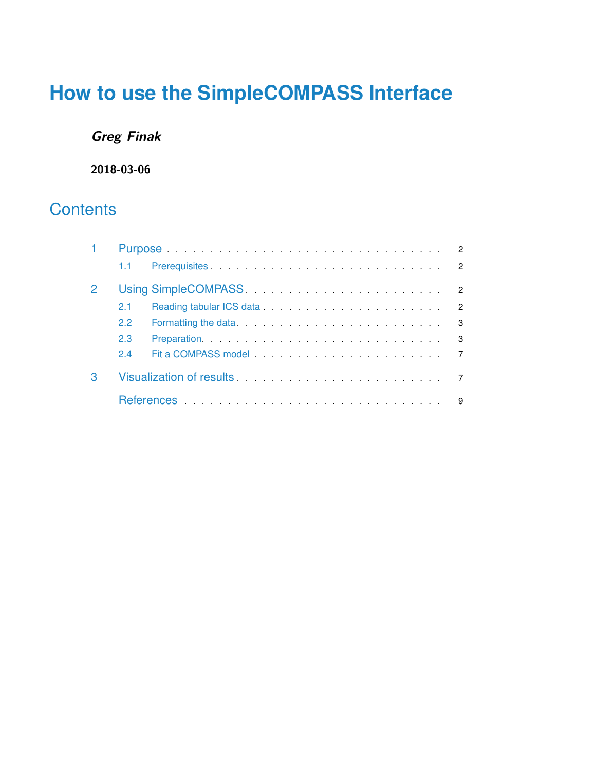# How to use the SimpleCOMPASS Interface

***Greg Finak***

**2018-03-06**

## Contents

1 Purpose . . . . . . . . . . . . . . . . . . . . . . . . . . . . . . . . . 2

  1.1 Prerequisites . . . . . . . . . . . . . . . . . . . . . . . . . . . . 2

2 Using SimpleCOMPASS . . . . . . . . . . . . . . . . . . . . . . . . 2

  2.1 Reading tabular ICS data . . . . . . . . . . . . . . . . . . . . . . 2

  2.2 Formatting the data . . . . . . . . . . . . . . . . . . . . . . . . . 3

  2.3 Preparation. . . . . . . . . . . . . . . . . . . . . . . . . . . . . 3

  2.4 Fit a COMPASS model . . . . . . . . . . . . . . . . . . . . . . . 7

3 Visualization of results . . . . . . . . . . . . . . . . . . . . . . . . 7

  References . . . . . . . . . . . . . . . . . . . . . . . . . . . . . . 9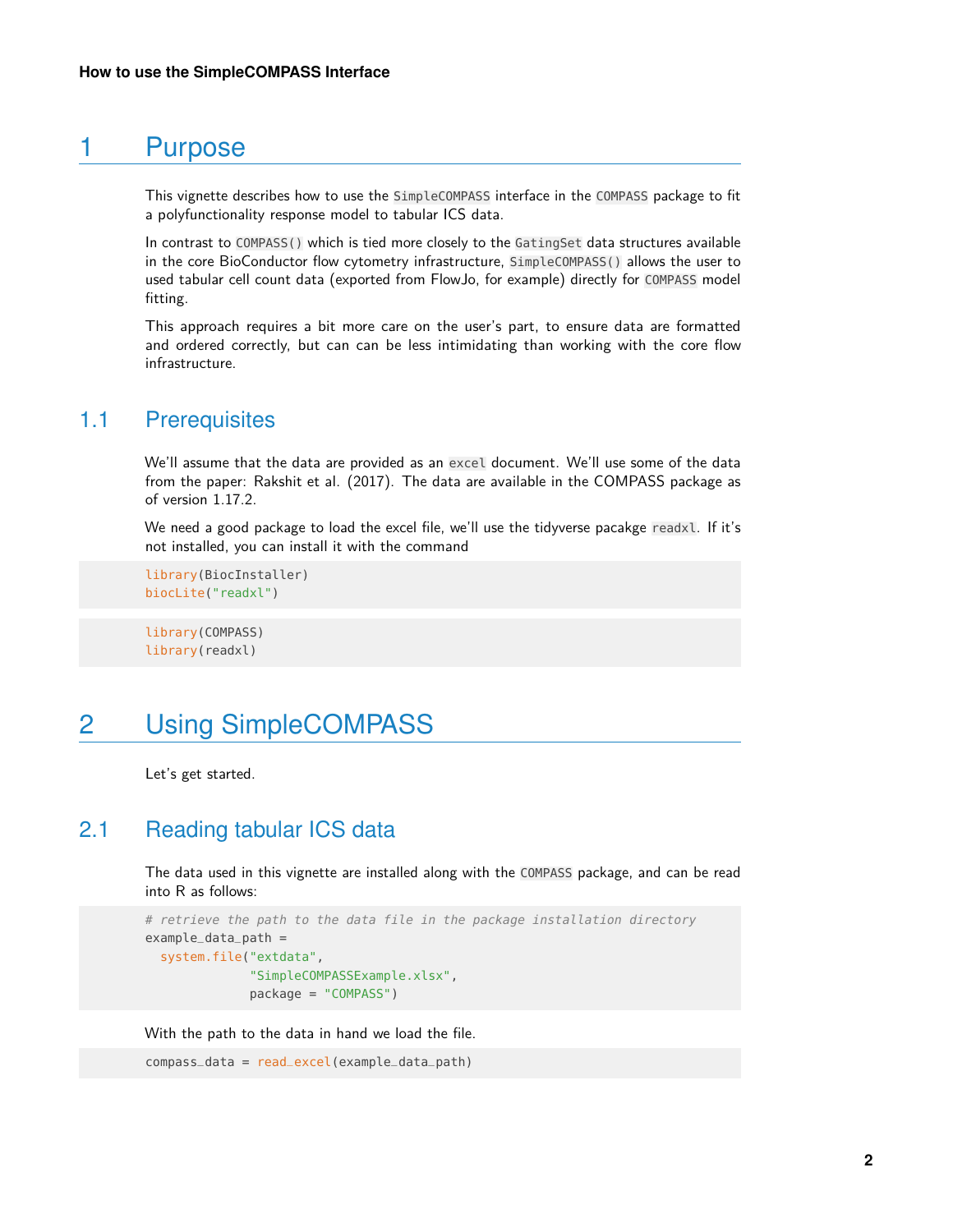# 1 Purpose

This vignette describes how to use the `SimpleCOMPASS` interface in the `COMPASS` package to fit a polyfunctionality response model to tabular ICS data.

In contrast to `COMPASS()` which is tied more closely to the `GatingSet` data structures available in the core BioConductor flow cytometry infrastructure, `SimpleCOMPASS()` allows the user to used tabular cell count data (exported from FlowJo, for example) directly for `COMPASS` model fitting.

This approach requires a bit more care on the user's part, to ensure data are formatted and ordered correctly, but can can be less intimidating than working with the core flow infrastructure.

## 1.1 Prerequisites

We'll assume that the data are provided as an `excel` document. We'll use some of the data from the paper: Rakshit et al. (2017). The data are available in the COMPASS package as of version 1.17.2.

We need a good package to load the excel file, we'll use the tidyverse pacakge `readxl`. If it's not installed, you can install it with the command

```
library(BiocInstaller)
biocLite("readxl")
```

```
library(COMPASS)
library(readxl)
```

# 2 Using SimpleCOMPASS

Let's get started.

## 2.1 Reading tabular ICS data

The data used in this vignette are installed along with the `COMPASS` package, and can be read into R as follows:

```
# retrieve the path to the data file in the package installation directory
example_data_path =
  system.file("extdata",
              "SimpleCOMPASSExample.xlsx",
              package = "COMPASS")
```

With the path to the data in hand we load the file.

```
compass_data = read_excel(example_data_path)
```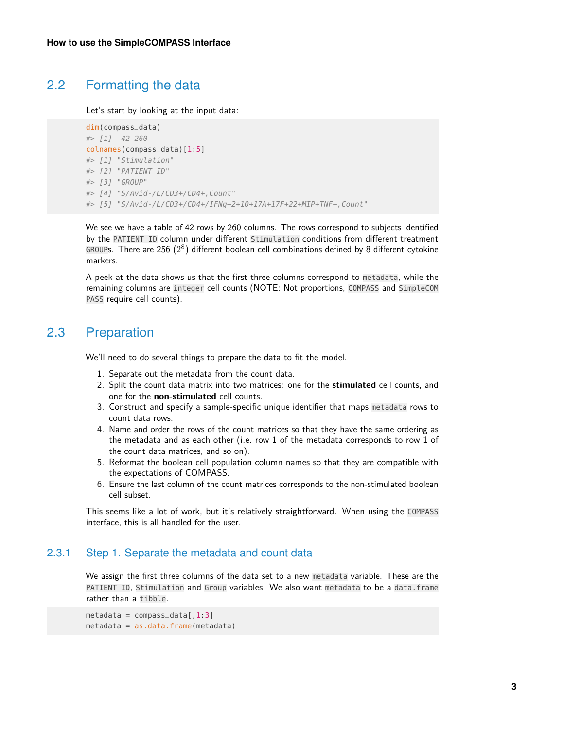## 2.2 Formatting the data

Let's start by looking at the input data:

```
dim(compass_data)
#> [1]  42 260
colnames(compass_data)[1:5]
#> [1] "Stimulation"
#> [2] "PATIENT ID"
#> [3] "GROUP"
#> [4] "S/Avid-/L/CD3+/CD4+,Count"
#> [5] "S/Avid-/L/CD3+/CD4+/IFNg+2+10+17A+17F+22+MIP+TNF+,Count"
```

We see we have a table of 42 rows by 260 columns. The rows correspond to subjects identified by the `PATIENT ID` column under different `Stimulation` conditions from different treatment `GROUP`s. There are 256 ($2^8$) different boolean cell combinations defined by 8 different cytokine markers.

A peek at the data shows us that the first three columns correspond to `metadata`, while the remaining columns are `integer` cell counts (NOTE: Not proportions, `COMPASS` and `SimpleCOMPASS` require cell counts).

## 2.3 Preparation

We'll need to do several things to prepare the data to fit the model.

1. Separate out the metadata from the count data.
2. Split the count data matrix into two matrices: one for the **stimulated** cell counts, and one for the **non-stimulated** cell counts.
3. Construct and specify a sample-specific unique identifier that maps `metadata` rows to count data rows.
4. Name and order the rows of the count matrices so that they have the same ordering as the metadata and as each other (i.e. row 1 of the metadata corresponds to row 1 of the count data matrices, and so on).
5. Reformat the boolean cell population column names so that they are compatible with the expectations of COMPASS.
6. Ensure the last column of the count matrices corresponds to the non-stimulated boolean cell subset.

This seems like a lot of work, but it's relatively straightforward. When using the `COMPASS` interface, this is all handled for the user.

### 2.3.1 Step 1. Separate the metadata and count data

We assign the first three columns of the data set to a new `metadata` variable. These are the `PATIENT ID`, `Stimulation` and `Group` variables. We also want `metadata` to be a `data.frame` rather than a `tibble`.

```
metadata = compass_data[,1:3]
metadata = as.data.frame(metadata)
```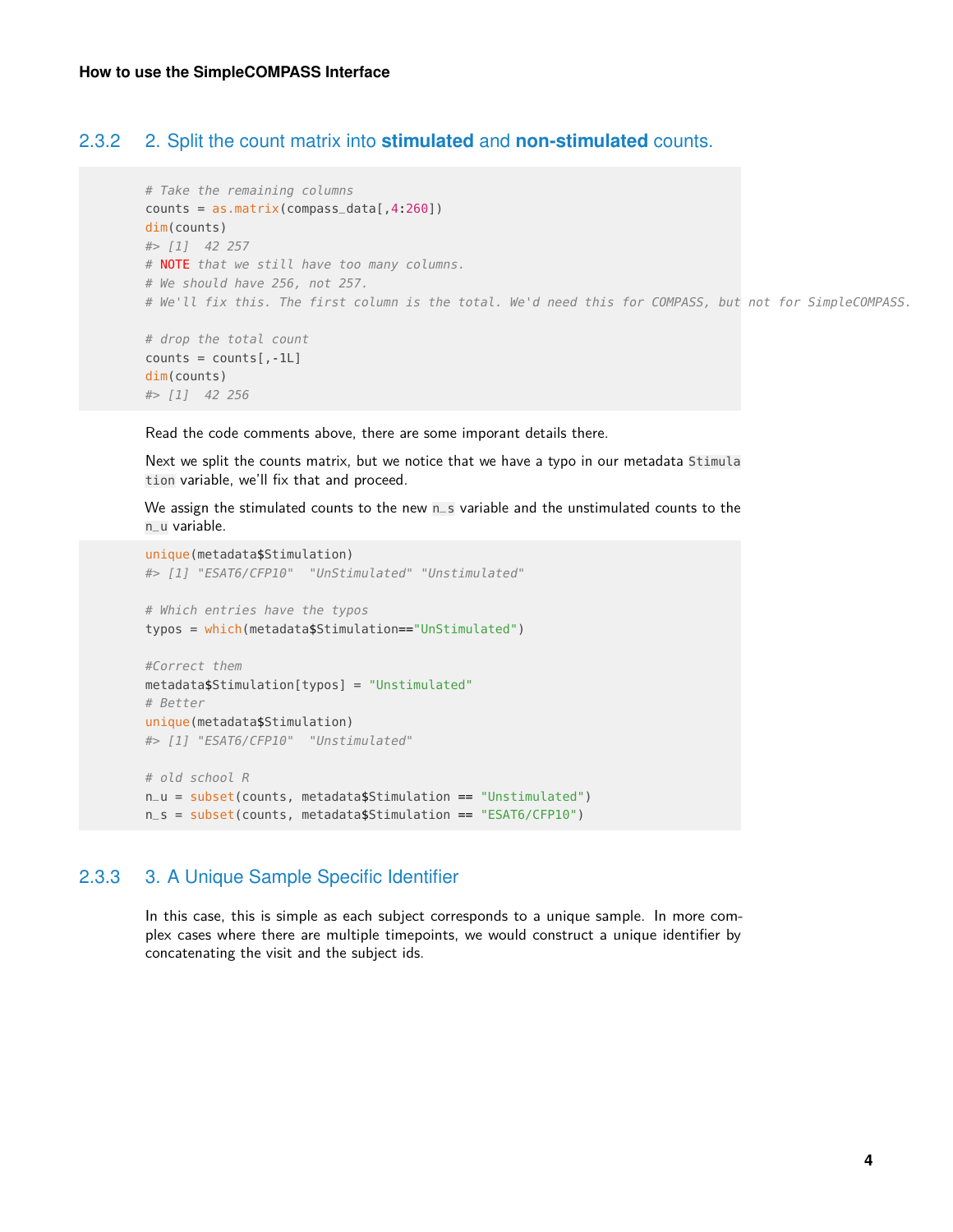### 2.3.2 2. Split the count matrix into **stimulated** and **non-stimulated** counts.

```
# Take the remaining columns
counts = as.matrix(compass_data[,4:260])
dim(counts)
#> [1]  42 257
# NOTE that we still have too many columns.
# We should have 256, not 257.
# We'll fix this. The first column is the total. We'd need this for COMPASS, but not for SimpleCOMPASS.

# drop the total count
counts = counts[,-1L]
dim(counts)
#> [1]  42 256
```

Read the code comments above, there are some imporant details there.

Next we split the counts matrix, but we notice that we have a typo in our metadata `Stimulation` variable, we'll fix that and proceed.

We assign the stimulated counts to the new `n_s` variable and the unstimulated counts to the `n_u` variable.

```
unique(metadata$Stimulation)
#> [1] "ESAT6/CFP10"  "UnStimulated" "Unstimulated"

# Which entries have the typos
typos = which(metadata$Stimulation=="UnStimulated")

#Correct them
metadata$Stimulation[typos] = "Unstimulated"
# Better
unique(metadata$Stimulation)
#> [1] "ESAT6/CFP10"  "Unstimulated"

# old school R
n_u = subset(counts, metadata$Stimulation == "Unstimulated")
n_s = subset(counts, metadata$Stimulation == "ESAT6/CFP10")
```

### 2.3.3 3. A Unique Sample Specific Identifier

In this case, this is simple as each subject corresponds to a unique sample. In more complex cases where there are multiple timepoints, we would construct a unique identifier by concatenating the visit and the subject ids.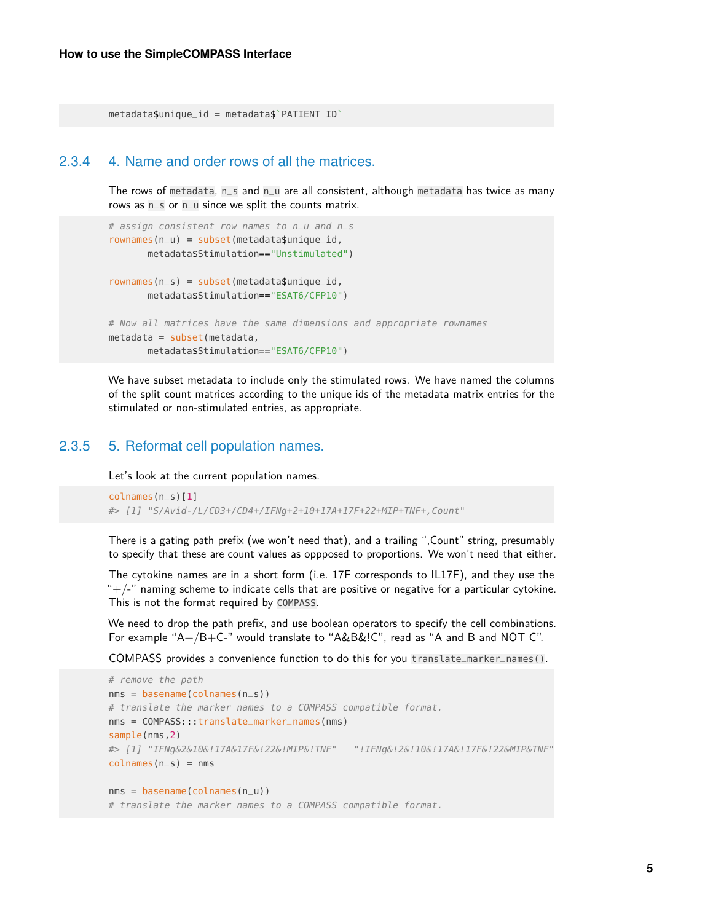```
metadata$unique_id = metadata$`PATIENT ID`
```

### 2.3.4 4. Name and order rows of all the matrices.

The rows of `metadata`, `n_s` and `n_u` are all consistent, although `metadata` has twice as many rows as `n_s` or `n_u` since we split the counts matrix.

```
# assign consistent row names to n_u and n_s
rownames(n_u) = subset(metadata$unique_id,
       metadata$Stimulation=="Unstimulated")

rownames(n_s) = subset(metadata$unique_id,
       metadata$Stimulation=="ESAT6/CFP10")

# Now all matrices have the same dimensions and appropriate rownames
metadata = subset(metadata,
       metadata$Stimulation=="ESAT6/CFP10")
```

We have subset metadata to include only the stimulated rows. We have named the columns of the split count matrices according to the unique ids of the metadata matrix entries for the stimulated or non-stimulated entries, as appropriate.

### 2.3.5 5. Reformat cell population names.

Let's look at the current population names.

```
colnames(n_s)[1]
#> [1] "S/Avid-/L/CD3+/CD4+/IFNg+2+10+17A+17F+22+MIP+TNF+,Count"
```

There is a gating path prefix (we won't need that), and a trailing ",Count" string, presumably to specify that these are count values as oppposed to proportions. We won't need that either.

The cytokine names are in a short form (i.e. 17F corresponds to IL17F), and they use the "+/-" naming scheme to indicate cells that are positive or negative for a particular cytokine. This is not the format required by `COMPASS`.

We need to drop the path prefix, and use boolean operators to specify the cell combinations. For example "A+/B+C-" would translate to "A&B&!C", read as "A and B and NOT C".

COMPASS provides a convenience function to do this for you `translate_marker_names()`.

```
# remove the path
nms = basename(colnames(n_s))
# translate the marker names to a COMPASS compatible format.
nms = COMPASS:::translate_marker_names(nms)
sample(nms,2)
#> [1] "IFNg&2&10&!17A&17F&!22&!MIP&!TNF"   "!IFNg&!2&!10&!17A&!17F&!22&MIP&TNF"
colnames(n_s) = nms

nms = basename(colnames(n_u))
# translate the marker names to a COMPASS compatible format.
```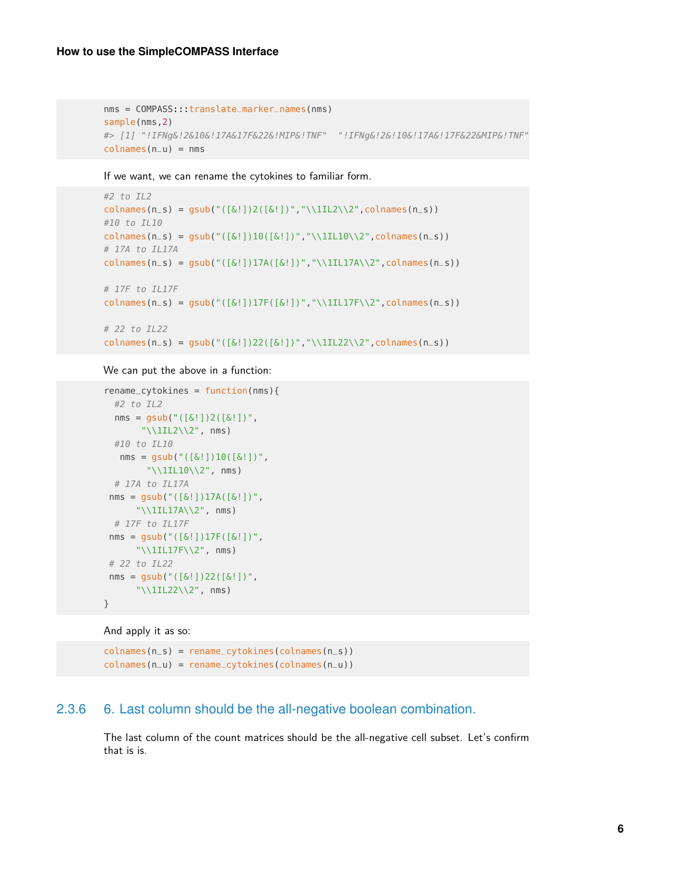```
nms = COMPASS:::translate_marker_names(nms)
sample(nms,2)
#> [1] "!IFNg&!2&10&!17A&17F&22&!MIP&!TNF"  "!IFNg&!2&!10&!17A&!17F&22&MIP&!TNF"
colnames(n_u) = nms
```

If we want, we can rename the cytokines to familiar form.

```
#2 to IL2
colnames(n_s) = gsub("([&!])2([&!])","\\1IL2\\2",colnames(n_s))
#10 to IL10
colnames(n_s) = gsub("([&!])10([&!])","\\1IL10\\2",colnames(n_s))
# 17A to IL17A
colnames(n_s) = gsub("([&!])17A([&!])","\\1IL17A\\2",colnames(n_s))

# 17F to IL17F
colnames(n_s) = gsub("([&!])17F([&!])","\\1IL17F\\2",colnames(n_s))

# 22 to IL22
colnames(n_s) = gsub("([&!])22([&!])","\\1IL22\\2",colnames(n_s))
```

We can put the above in a function:

```
rename_cytokines = function(nms){
  #2 to IL2
  nms = gsub("([&!])2([&!])",
       "\\1IL2\\2", nms)
  #10 to IL10
   nms = gsub("([&!])10([&!])",
        "\\1IL10\\2", nms)
  # 17A to IL17A
 nms = gsub("([&!])17A([&!])",
      "\\1IL17A\\2", nms)
  # 17F to IL17F
 nms = gsub("([&!])17F([&!])",
      "\\1IL17F\\2", nms)
 # 22 to IL22
 nms = gsub("([&!])22([&!])",
      "\\1IL22\\2", nms)
}
```

And apply it as so:

```
colnames(n_s) = rename_cytokines(colnames(n_s))
colnames(n_u) = rename_cytokines(colnames(n_u))
```

### 2.3.6 6. Last column should be the all-negative boolean combination.

The last column of the count matrices should be the all-negative cell subset. Let's confirm that is is.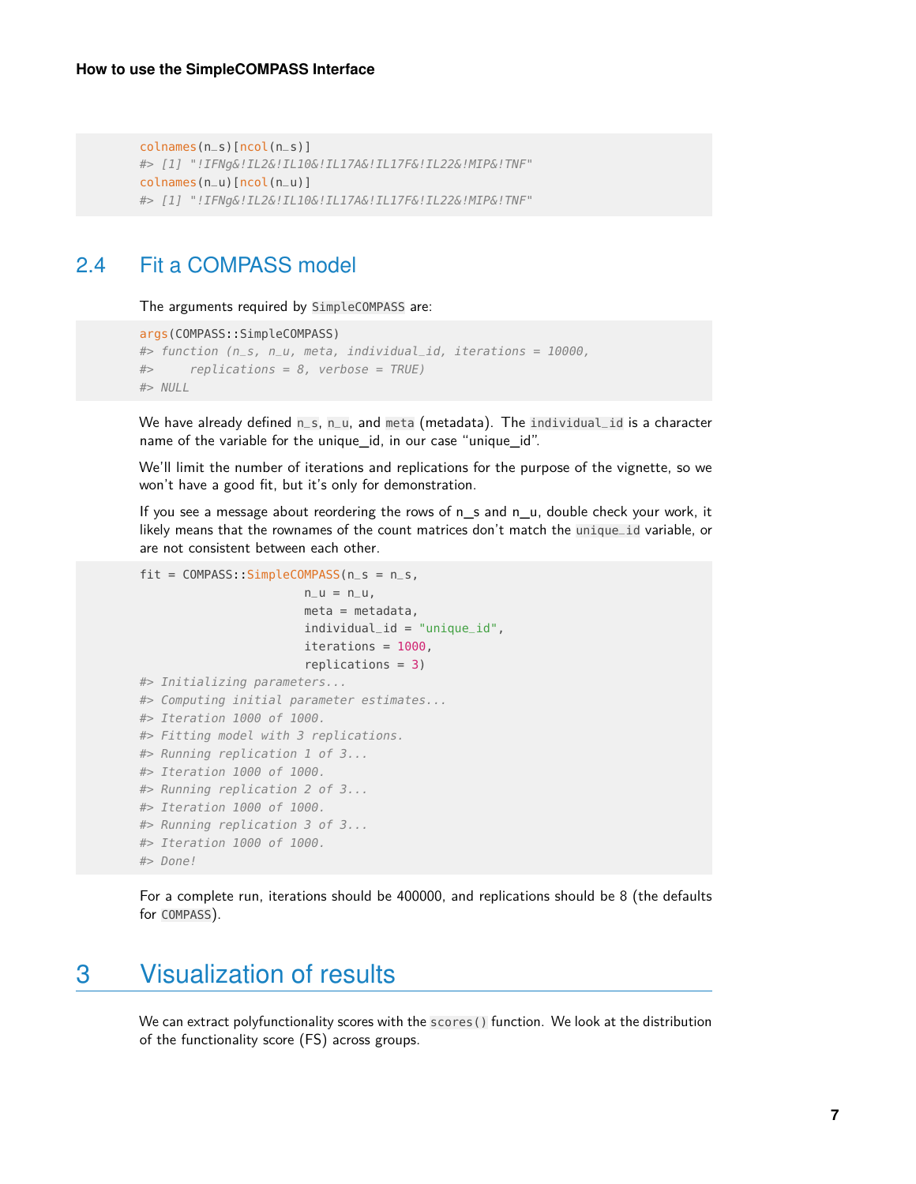```
colnames(n_s)[ncol(n_s)]
#> [1] "!IFNg&!IL2&!IL10&!IL17A&!IL17F&!IL22&!MIP&!TNF"
colnames(n_u)[ncol(n_u)]
#> [1] "!IFNg&!IL2&!IL10&!IL17A&!IL17F&!IL22&!MIP&!TNF"
```

## 2.4 Fit a COMPASS model

The arguments required by `SimpleCOMPASS` are:

```
args(COMPASS::SimpleCOMPASS)
#> function (n_s, n_u, meta, individual_id, iterations = 10000,
#>     replications = 8, verbose = TRUE)
#> NULL
```

We have already defined `n_s`, `n_u`, and `meta` (metadata). The `individual_id` is a character name of the variable for the unique_id, in our case "unique_id".

We'll limit the number of iterations and replications for the purpose of the vignette, so we won't have a good fit, but it's only for demonstration.

If you see a message about reordering the rows of n_s and n_u, double check your work, it likely means that the rownames of the count matrices don't match the `unique_id` variable, or are not consistent between each other.

```
fit = COMPASS::SimpleCOMPASS(n_s = n_s,
                        n_u = n_u,
                        meta = metadata,
                        individual_id = "unique_id",
                        iterations = 1000,
                        replications = 3)
#> Initializing parameters...
#> Computing initial parameter estimates...
#> Iteration 1000 of 1000.
#> Fitting model with 3 replications.
#> Running replication 1 of 3...
#> Iteration 1000 of 1000.
#> Running replication 2 of 3...
#> Iteration 1000 of 1000.
#> Running replication 3 of 3...
#> Iteration 1000 of 1000.
#> Done!
```

For a complete run, iterations should be 400000, and replications should be 8 (the defaults for `COMPASS`).

# 3 Visualization of results

We can extract polyfunctionality scores with the `scores()` function. We look at the distribution of the functionality score (FS) across groups.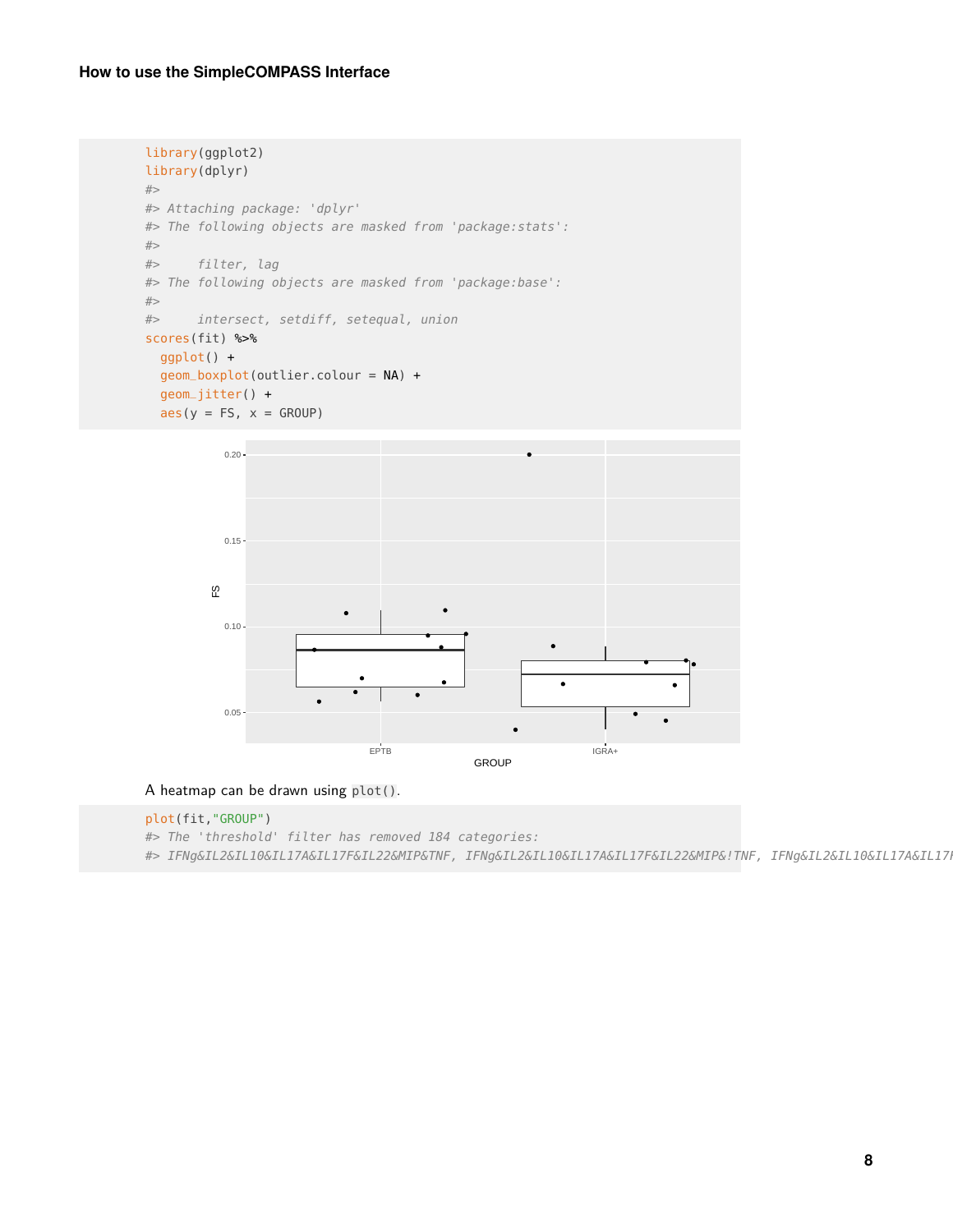```r
library(ggplot2)
library(dplyr)
#>
#> Attaching package: 'dplyr'
#> The following objects are masked from 'package:stats':
#>
#>     filter, lag
#> The following objects are masked from 'package:base':
#>
#>     intersect, setdiff, setequal, union
scores(fit) %>%
  ggplot() +
  geom_boxplot(outlier.colour = NA) +
  geom_jitter() +
  aes(y = FS, x = GROUP)
```

A heatmap can be drawn using `plot()`.

```r
plot(fit,"GROUP")
#> The 'threshold' filter has removed 184 categories:
#> IFNg&IL2&IL10&IL17A&IL17F&IL22&MIP&TNF, IFNg&IL2&IL10&IL17A&IL17F&IL22&MIP&!TNF, IFNg&IL2&IL10&IL17A&IL17F
```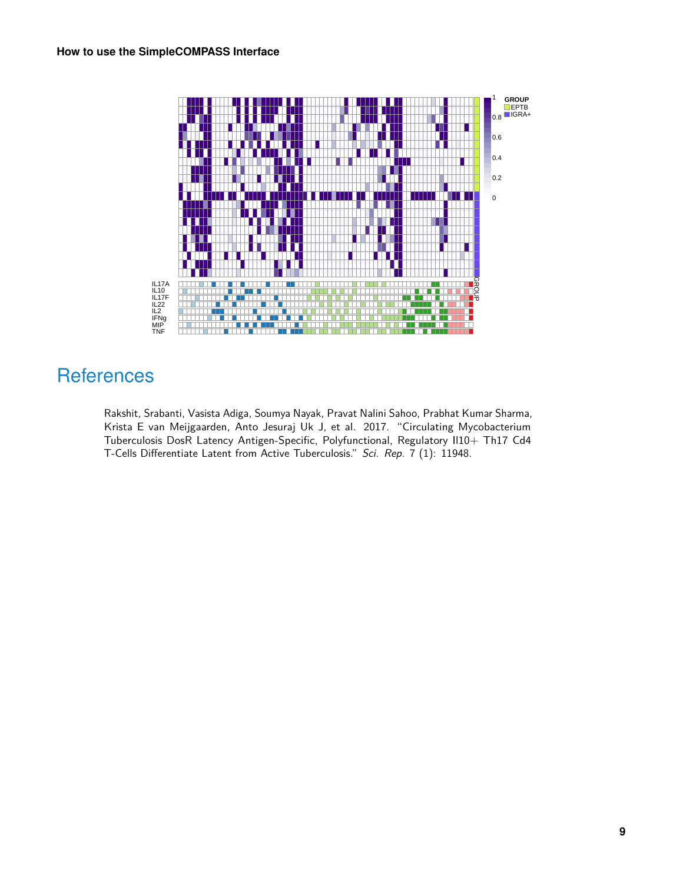How to use the SimpleCOMPASS Interface

1

0.8

0.6

0.4

0.2

0

GROUP

EPTB

IGRA+

GROUP

IL17A

IL10

IL17F

IL22

IL2

IFNg

MIP

TNF

# References

Rakshit, Srabanti, Vasista Adiga, Soumya Nayak, Pravat Nalini Sahoo, Prabhat Kumar Sharma, Krista E van Meijgaarden, Anto Jesuraj Uk J, et al. 2017. "Circulating Mycobacterium Tuberculosis DosR Latency Antigen-Specific, Polyfunctional, Regulatory Il10+ Th17 Cd4 T-Cells Differentiate Latent from Active Tuberculosis." *Sci. Rep.* 7 (1): 11948.